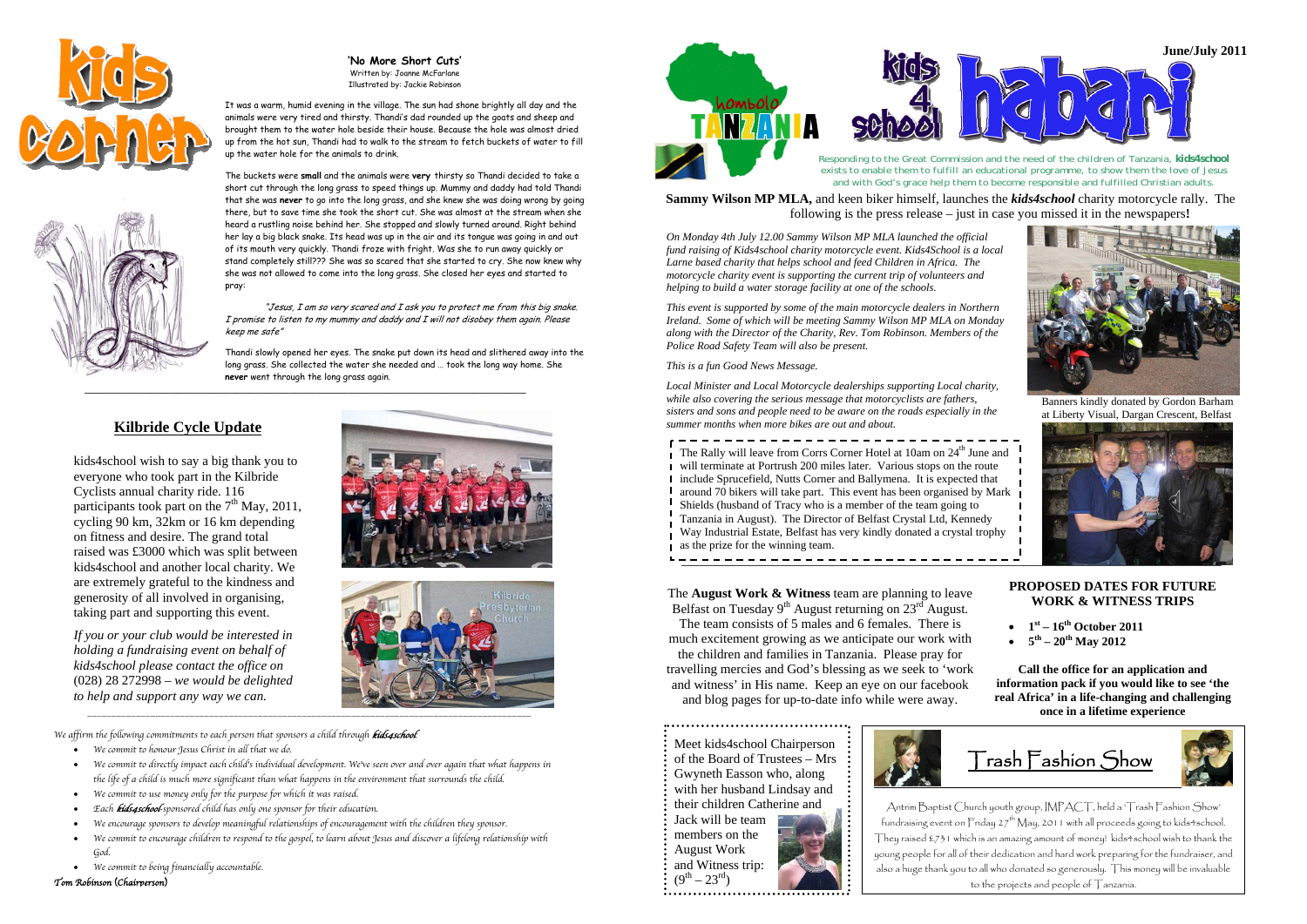# Kids Corner

**'No More Short Cuts'**
Written by: Joanne McFarlane
Illustrated by: Jackie Robinson

It was a warm, humid evening in the village. The sun had shone brightly all day and the animals were very tired and thirsty. Thandi's dad rounded up the goats and sheep and brought them to the water hole beside their house. Because the hole was almost dried up from the hot sun, Thandi had to walk to the stream to fetch buckets of water to fill up the water hole for the animals to drink.

The buckets were **small** and the animals were **very** thirsty so Thandi decided to take a short cut through the long grass to speed things up. Mummy and daddy had told Thandi that she was **never** to go into the long grass, and she knew she was doing wrong by going there, but to save time she took the short cut. She was almost at the stream when she heard a rustling noise behind her. She stopped and slowly turned around. Right behind her lay a big black snake. Its head was up in the air and its tongue was going in and out of its mouth very quickly. Thandi froze with fright. Was she to run away quickly or stand completely still??? She was so scared that she started to cry. She now knew why she was not allowed to come into the long grass. She closed her eyes and started to pray:

*"Jesus, I am so very scared and I ask you to protect me from this big snake. I promise to listen to my mummy and daddy and I will not disobey them again. Please keep me safe"*

Thandi slowly opened her eyes. The snake put down its head and slithered away into the long grass. She collected the water she needed and … took the long way home. She **never** went through the long grass again.

## Kilbride Cycle Update

kids4school wish to say a big thank you to everyone who took part in the Kilbride Cyclists annual charity ride. 116 participants took part on the 7th May, 2011, cycling 90 km, 32km or 16 km depending on fitness and desire. The grand total raised was £3000 which was split between kids4school and another local charity. We are extremely grateful to the kindness and generosity of all involved in organising, taking part and supporting this event.

*If you or your club would be interested in holding a fundraising event on behalf of kids4school please contact the office on* (028) 28 272998 – *we would be delighted to help and support any way we can.*

*We affirm the following commitments to each person that sponsors a child through **kids4school***

- *We commit to honour Jesus Christ in all that we do.*
- *We commit to directly impact each child's individual development. We've seen over and over again that what happens in the life of a child is much more significant than what happens in the environment that surrounds the child.*
- *We commit to use money only for the purpose for which it was raised.*
- *Each **kids4school**-sponsored child has only one sponsor for their education.*
- *We encourage sponsors to develop meaningful relationships of encouragement with the children they sponsor.*
- *We commit to encourage children to respond to the gospel, to learn about Jesus and discover a lifelong relationship with God.*
- *We commit to being financially accountable.*

***Tom Robinson (Chairperson)***

# Hombolo Tanzania – kids 4 school habari

**June/July 2011**

*Responding to the Great Commission and the need of the children of Tanzania, **kids4school** exists to enable them to fulfill an educational programme, to show them the love of Jesus and with God's grace help them to become responsible and fulfilled Christian adults.*

**Sammy Wilson MP MLA,** and keen biker himself, launches the ***kids4school*** charity motorcycle rally. The following is the press release – just in case you missed it in the newspapers**!**

*On Monday 4th July 12.00 Sammy Wilson MP MLA launched the official fund raising of Kids4school charity motorcycle event. Kids4School is a local Larne based charity that helps school and feed Children in Africa. The motorcycle charity event is supporting the current trip of volunteers and helping to build a water storage facility at one of the schools.*

*This event is supported by some of the main motorcycle dealers in Northern Ireland. Some of which will be meeting Sammy Wilson MP MLA on Monday along with the Director of the Charity, Rev. Tom Robinson. Members of the Police Road Safety Team will also be present.*

*This is a fun Good News Message.*

*Local Minister and Local Motorcycle dealerships supporting Local charity, while also covering the serious message that motorcyclists are fathers, sisters and sons and people need to be aware on the roads especially in the summer months when more bikes are out and about.*

Banners kindly donated by Gordon Barham at Liberty Visual, Dargan Crescent, Belfast

The Rally will leave from Corrs Corner Hotel at 10am on 24th June and will terminate at Portrush 200 miles later. Various stops on the route include Sprucefield, Nutts Corner and Ballymena. It is expected that around 70 bikers will take part. This event has been organised by Mark Shields (husband of Tracy who is a member of the team going to Tanzania in August). The Director of Belfast Crystal Ltd, Kennedy Way Industrial Estate, Belfast has very kindly donated a crystal trophy as the prize for the winning team.

The **August Work & Witness** team are planning to leave Belfast on Tuesday 9th August returning on 23rd August. The team consists of 5 males and 6 females. There is much excitement growing as we anticipate our work with the children and families in Tanzania. Please pray for travelling mercies and God's blessing as we seek to 'work and witness' in His name. Keep an eye on our facebook and blog pages for up-to-date info while were away.

### PROPOSED DATES FOR FUTURE WORK & WITNESS TRIPS

- **1st – 16th October 2011**
- **5th – 20th May 2012**

**Call the office for an application and information pack if you would like to see 'the real Africa' in a life-changing and challenging once in a lifetime experience**

Meet kids4school Chairperson of the Board of Trustees – Mrs Gwyneth Easson who, along with her husband Lindsay and their children Catherine and Jack will be team members on the August Work and Witness trip: (9th – 23rd)

## Trash Fashion Show

Antrim Baptist Church youth group, IMPACT, held a 'Trash Fashion Show' fundraising event on Friday 27th May, 2011 with all proceeds going to kids4school. They raised £731 which is an amazing amount of money! kids4school wish to thank the young people for all of their dedication and hard work preparing for the fundraiser, and also a huge thank you to all who donated so generously. This money will be invaluable to the projects and people of Tanzania.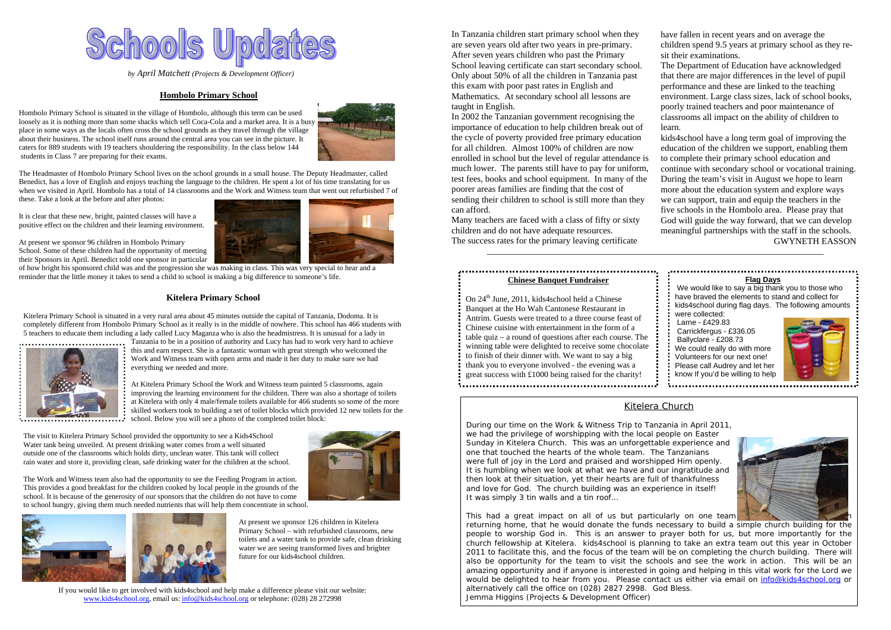# Schools Updates

*by April Matchett (Projects & Development Officer)*

## Hombolo Primary School

Hombolo Primary School is situated in the village of Hombolo, although this term can be used loosely as it is nothing more than some shacks which sell Coca-Cola and a market area. It is a busy place in some ways as the locals often cross the school grounds as they travel through the village about their business. The school itself runs around the central area you can see in the picture. It caters for 889 students with 19 teachers shouldering the responsibility. In the class below 144 students in Class 7 are preparing for their exams.

The Headmaster of Hombolo Primary School lives on the school grounds in a small house. The Deputy Headmaster, called Benedict, has a love of English and enjoys teaching the language to the children. He spent a lot of his time translating for us when we visited in April. Hombolo has a total of 14 classrooms and the Work and Witness team that went out refurbished 7 of these. Take a look at the before and after photos:

It is clear that these new, bright, painted classes will have a positive effect on the children and their learning environment.

At present we sponsor 96 children in Hombolo Primary School. Some of these children had the opportunity of meeting their Sponsors in April. Benedict told one sponsor in particular of how bright his sponsored child was and the progression she was making in class. This was very special to hear and a reminder that the little money it takes to send a child to school is making a big difference to someone's life.

## Kitelera Primary School

Kitelera Primary School is situated in a very rural area about 45 minutes outside the capital of Tanzania, Dodoma. It is completely different from Hombolo Primary School as it really is in the middle of nowhere. This school has 466 students with 5 teachers to educate them including a lady called Lucy Maganza who is also the headmistress. It is unusual for a lady in Tanzania to be in a position of authority and Lucy has had to work very hard to achieve this and earn respect. She is a fantastic woman with great strength who welcomed the Work and Witness team with open arms and made it her duty to make sure we had everything we needed and more.

At Kitelera Primary School the Work and Witness team painted 5 classrooms, again improving the learning environment for the children. There was also a shortage of toilets at Kitelera with only 4 male/female toilets available for 466 students so some of the more skilled workers took to building a set of toilet blocks which provided 12 new toilets for the school. Below you will see a photo of the completed toilet block:

The visit to Kitelera Primary School provided the opportunity to see a Kids4School Water tank being unveiled. At present drinking water comes from a well situated outside one of the classrooms which holds dirty, unclean water. This tank will collect rain water and store it, providing clean, safe drinking water for the children at the school.

The Work and Witness team also had the opportunity to see the Feeding Program in action. This provides a good breakfast for the children cooked by local people in the grounds of the school. It is because of the generosity of our sponsors that the children do not have to come to school hungry, giving them much needed nutrients that will help them concentrate in school.

At present we sponsor 126 children in Kitelera Primary School – with refurbished classrooms, new toilets and a water tank to provide safe, clean drinking water we are seeing transformed lives and brighter future for our kids4school children.

If you would like to get involved with kids4school and help make a difference please visit our website: www.kids4school.org, email us: info@kids4school.org or telephone: (028) 28 272998

In Tanzania children start primary school when they are seven years old after two years in pre-primary. After seven years children who past the Primary School leaving certificate can start secondary school. Only about 50% of all the children in Tanzania past this exam with poor past rates in English and Mathematics. At secondary school all lessons are taught in English.

In 2002 the Tanzanian government recognising the importance of education to help children break out of the cycle of poverty provided free primary education for all children. Almost 100% of children are now enrolled in school but the level of regular attendance is much lower. The parents still have to pay for uniform, test fees, books and school equipment. In many of the poorer areas families are finding that the cost of sending their children to school is still more than they can afford.

Many teachers are faced with a class of fifty or sixty children and do not have adequate resources.

The success rates for the primary leaving certificate have fallen in recent years and on average the children spend 9.5 years at primary school as they re-sit their examinations.

The Department of Education have acknowledged that there are major differences in the level of pupil performance and these are linked to the teaching environment. Large class sizes, lack of school books, poorly trained teachers and poor maintenance of classrooms all impact on the ability of children to learn.

kids4school have a long term goal of improving the education of the children we support, enabling them to complete their primary school education and continue with secondary school or vocational training. During the team's visit in August we hope to learn more about the education system and explore ways we can support, train and equip the teachers in the five schools in the Hombolo area. Please pray that God will guide the way forward, that we can develop meaningful partnerships with the staff in the schools.

GWYNETH EASSON

### Chinese Banquet Fundraiser

On 24th June, 2011, kids4school held a Chinese Banquet at the Ho Wah Cantonese Restaurant in Antrim. Guests were treated to a three course feast of Chinese cuisine with entertainment in the form of a table quiz – a round of questions after each course. The winning table were delighted to receive some chocolate to finish of their dinner with. We want to say a big thank you to everyone involved - the evening was a great success with £1000 being raised for the charity!

### Flag Days

We would like to say a big thank you to those who have braved the elements to stand and collect for kids4school during flag days. The following amounts were collected:

- Larne - £429.83
- Carrickfergus - £336.05
- Ballyclare - £208.73

We could really do with more Volunteers for our next one! Please call Audrey and let her know If you'd be willing to help

## Kitelera Church

During our time on the Work & Witness Trip to Tanzania in April 2011, we had the privilege of worshipping with the local people on Easter Sunday in Kitelera Church. This was an unforgettable experience and one that touched the hearts of the whole team. The Tanzanians were full of joy in the Lord and praised and worshipped Him openly. It is humbling when we look at what we have and our ingratitude and then look at their situation, yet their hearts are full of thankfulness and love for God. The church building was an experience in itself! It was simply 3 tin walls and a tin roof…

This had a great impact on all of us but particularly on one team [...] returning home, that he would donate the funds necessary to build a simple church building for the people to worship God in. This is an answer to prayer both for us, but more importantly for the church fellowship at Kitelera. kids4school is planning to take an extra team out this year in October 2011 to facilitate this, and the focus of the team will be on completing the church building. There will also be opportunity for the team to visit the schools and see the work in action. This will be an amazing opportunity and if anyone is interested in going and helping in this vital work for the Lord we would be delighted to hear from you. Please contact us either via email on info@kids4school.org or alternatively call the office on (028) 2827 2998. God Bless.

Jemma Higgins (Projects & Development Officer)